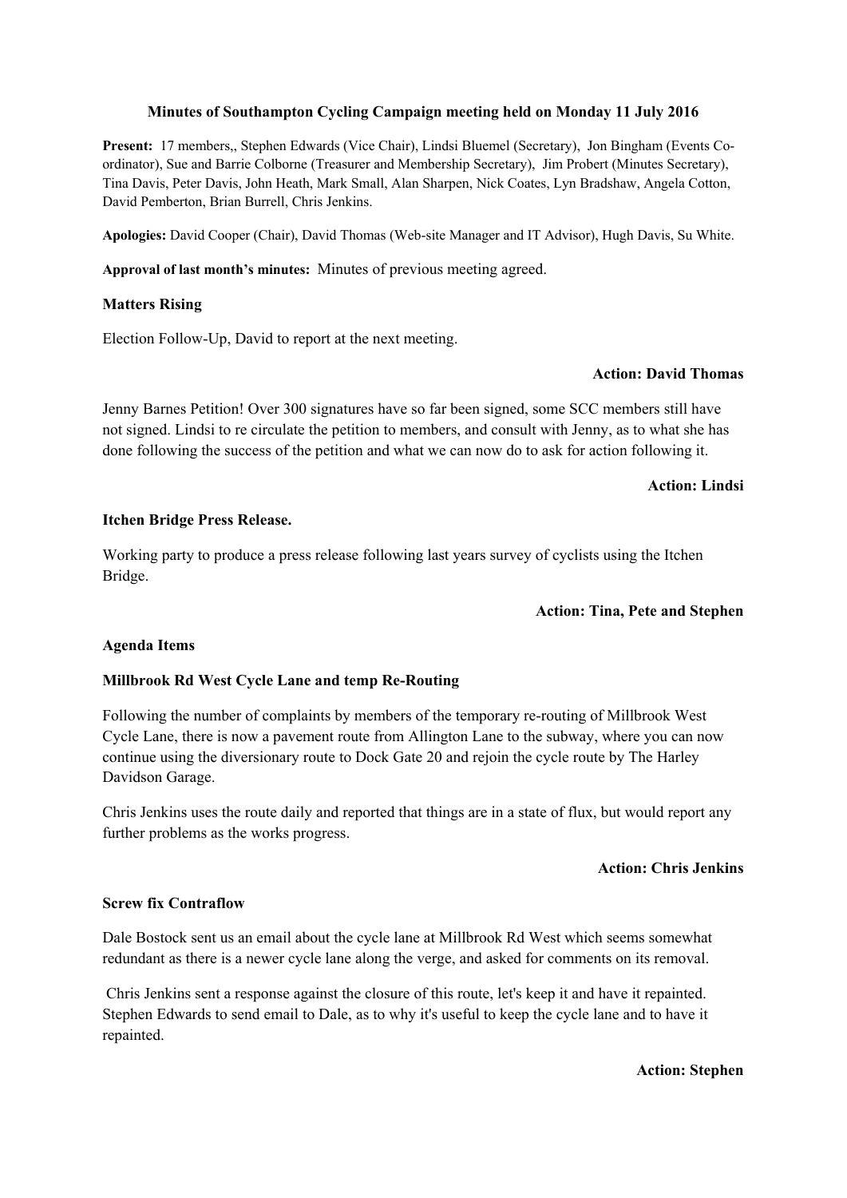# Minutes of Southampton Cycling Campaign meeting held on Monday 11 July 2016

**Present:** 17 members,, Stephen Edwards (Vice Chair), Lindsi Bluemel (Secretary), Jon Bingham (Events Co-ordinator), Sue and Barrie Colborne (Treasurer and Membership Secretary), Jim Probert (Minutes Secretary), Tina Davis, Peter Davis, John Heath, Mark Small, Alan Sharpen, Nick Coates, Lyn Bradshaw, Angela Cotton, David Pemberton, Brian Burrell, Chris Jenkins.

**Apologies:** David Cooper (Chair), David Thomas (Web-site Manager and IT Advisor), Hugh Davis, Su White.

**Approval of last month's minutes:** Minutes of previous meeting agreed.

**Matters Rising**

Election Follow-Up, David to report at the next meeting.

**Action: David Thomas**

Jenny Barnes Petition! Over 300 signatures have so far been signed, some SCC members still have not signed. Lindsi to re circulate the petition to members, and consult with Jenny, as to what she has done following the success of the petition and what we can now do to ask for action following it.

**Action: Lindsi**

**Itchen Bridge Press Release.**

Working party to produce a press release following last years survey of cyclists using the Itchen Bridge.

**Action: Tina, Pete and Stephen**

**Agenda Items**

**Millbrook Rd West Cycle Lane and temp Re-Routing**

Following the number of complaints by members of the temporary re-routing of Millbrook West Cycle Lane, there is now a pavement route from Allington Lane to the subway, where you can now continue using the diversionary route to Dock Gate 20 and rejoin the cycle route by The Harley Davidson Garage.

Chris Jenkins uses the route daily and reported that things are in a state of flux, but would report any further problems as the works progress.

**Action: Chris Jenkins**

**Screw fix Contraflow**

Dale Bostock sent us an email about the cycle lane at Millbrook Rd West which seems somewhat redundant as there is a newer cycle lane along the verge, and asked for comments on its removal.

Chris Jenkins sent a response against the closure of this route, let's keep it and have it repainted. Stephen Edwards to send email to Dale, as to why it's useful to keep the cycle lane and to have it repainted.

**Action: Stephen**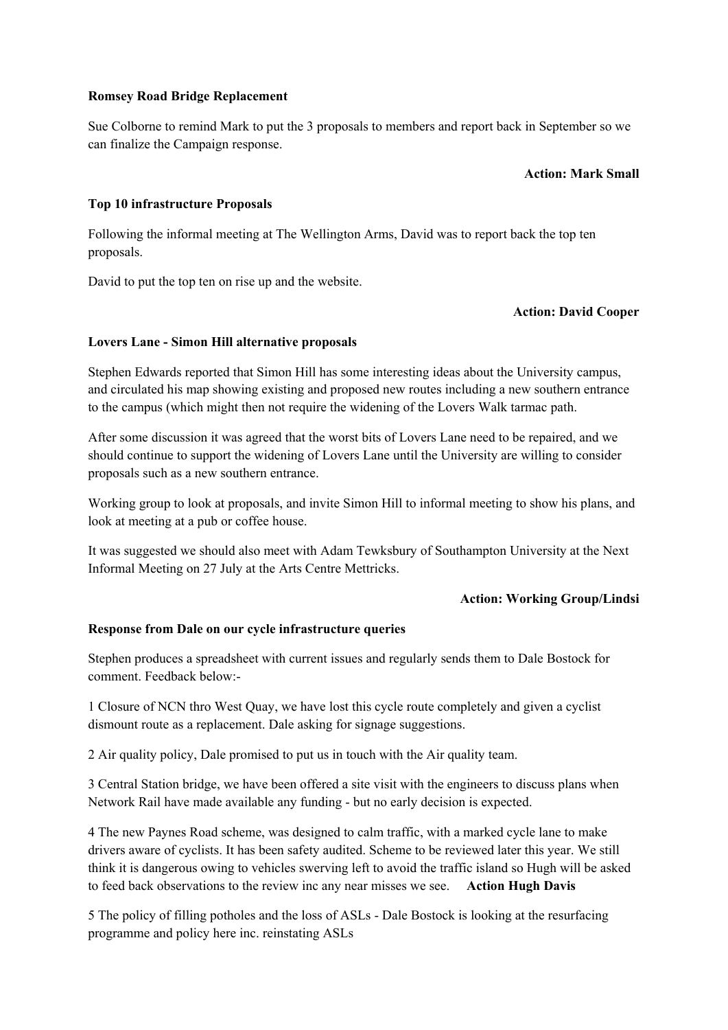**Romsey Road Bridge Replacement**

Sue Colborne to remind Mark to put the 3 proposals to members and report back in September so we can finalize the Campaign response.

**Action: Mark Small**

**Top 10 infrastructure Proposals**

Following the informal meeting at The Wellington Arms, David was to report back the top ten proposals.

David to put the top ten on rise up and the website.

**Action: David Cooper**

**Lovers Lane - Simon Hill alternative proposals**

Stephen Edwards reported that Simon Hill has some interesting ideas about the University campus, and circulated his map showing existing and proposed new routes including a new southern entrance to the campus (which might then not require the widening of the Lovers Walk tarmac path.

After some discussion it was agreed that the worst bits of Lovers Lane need to be repaired, and we should continue to support the widening of Lovers Lane until the University are willing to consider proposals such as a new southern entrance.

Working group to look at proposals, and invite Simon Hill to informal meeting to show his plans, and look at meeting at a pub or coffee house.

It was suggested we should also meet with Adam Tewksbury of Southampton University at the Next Informal Meeting on 27 July at the Arts Centre Mettricks.

**Action: Working Group/Lindsi**

**Response from Dale on our cycle infrastructure queries**

Stephen produces a spreadsheet with current issues and regularly sends them to Dale Bostock for comment. Feedback below:-

1 Closure of NCN thro West Quay, we have lost this cycle route completely and given a cyclist dismount route as a replacement. Dale asking for signage suggestions.

2 Air quality policy, Dale promised to put us in touch with the Air quality team.

3 Central Station bridge, we have been offered a site visit with the engineers to discuss plans when Network Rail have made available any funding - but no early decision is expected.

4 The new Paynes Road scheme, was designed to calm traffic, with a marked cycle lane to make drivers aware of cyclists. It has been safety audited. Scheme to be reviewed later this year. We still think it is dangerous owing to vehicles swerving left to avoid the traffic island so Hugh will be asked to feed back observations to the review inc any near misses we see. **Action Hugh Davis**

5 The policy of filling potholes and the loss of ASLs - Dale Bostock is looking at the resurfacing programme and policy here inc. reinstating ASLs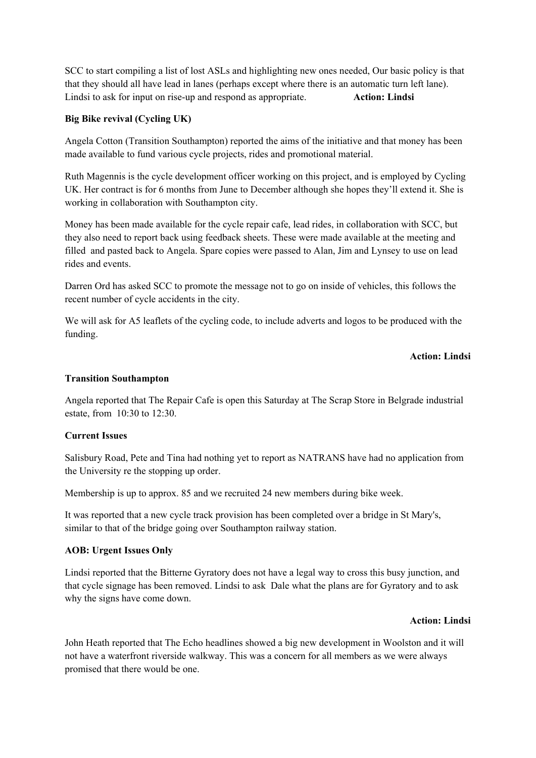SCC to start compiling a list of lost ASLs and highlighting new ones needed, Our basic policy is that that they should all have lead in lanes (perhaps except where there is an automatic turn left lane). Lindsi to ask for input on rise-up and respond as appropriate. **Action: Lindsi**

**Big Bike revival (Cycling UK)**

Angela Cotton (Transition Southampton) reported the aims of the initiative and that money has been made available to fund various cycle projects, rides and promotional material.

Ruth Magennis is the cycle development officer working on this project, and is employed by Cycling UK. Her contract is for 6 months from June to December although she hopes they'll extend it. She is working in collaboration with Southampton city.

Money has been made available for the cycle repair cafe, lead rides, in collaboration with SCC, but they also need to report back using feedback sheets. These were made available at the meeting and filled and pasted back to Angela. Spare copies were passed to Alan, Jim and Lynsey to use on lead rides and events.

Darren Ord has asked SCC to promote the message not to go on inside of vehicles, this follows the recent number of cycle accidents in the city.

We will ask for A5 leaflets of the cycling code, to include adverts and logos to be produced with the funding.

**Action: Lindsi**

**Transition Southampton**

Angela reported that The Repair Cafe is open this Saturday at The Scrap Store in Belgrade industrial estate, from 10:30 to 12:30.

**Current Issues**

Salisbury Road, Pete and Tina had nothing yet to report as NATRANS have had no application from the University re the stopping up order.

Membership is up to approx. 85 and we recruited 24 new members during bike week.

It was reported that a new cycle track provision has been completed over a bridge in St Mary's, similar to that of the bridge going over Southampton railway station.

**AOB: Urgent Issues Only**

Lindsi reported that the Bitterne Gyratory does not have a legal way to cross this busy junction, and that cycle signage has been removed. Lindsi to ask Dale what the plans are for Gyratory and to ask why the signs have come down.

**Action: Lindsi**

John Heath reported that The Echo headlines showed a big new development in Woolston and it will not have a waterfront riverside walkway. This was a concern for all members as we were always promised that there would be one.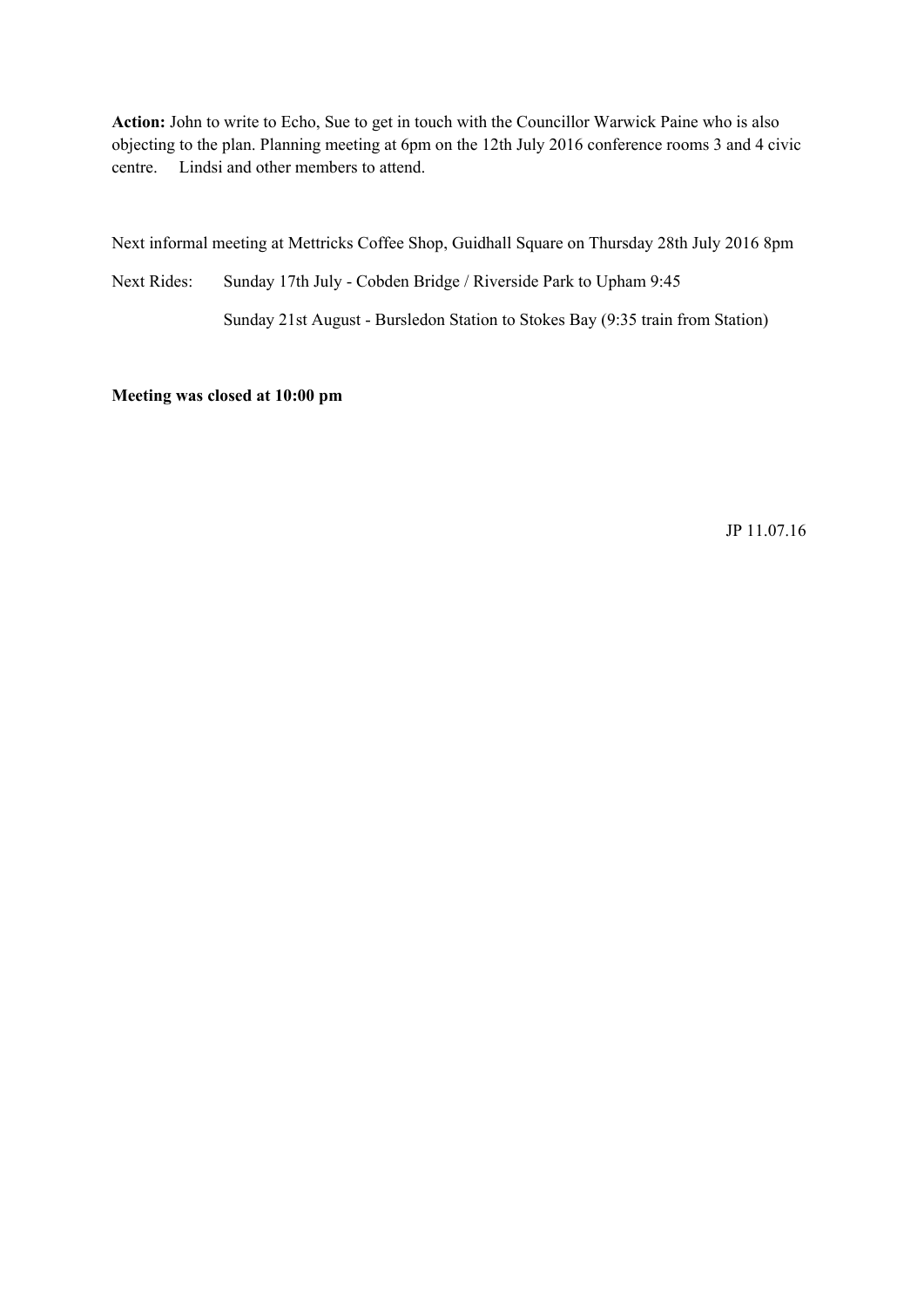**Action:** John to write to Echo, Sue to get in touch with the Councillor Warwick Paine who is also objecting to the plan. Planning meeting at 6pm on the 12th July 2016 conference rooms 3 and 4 civic centre. Lindsi and other members to attend.

Next informal meeting at Mettricks Coffee Shop, Guidhall Square on Thursday 28th July 2016 8pm

Next Rides: Sunday 17th July - Cobden Bridge / Riverside Park to Upham 9:45

Sunday 21st August - Bursledon Station to Stokes Bay (9:35 train from Station)

**Meeting was closed at 10:00 pm**

JP 11.07.16